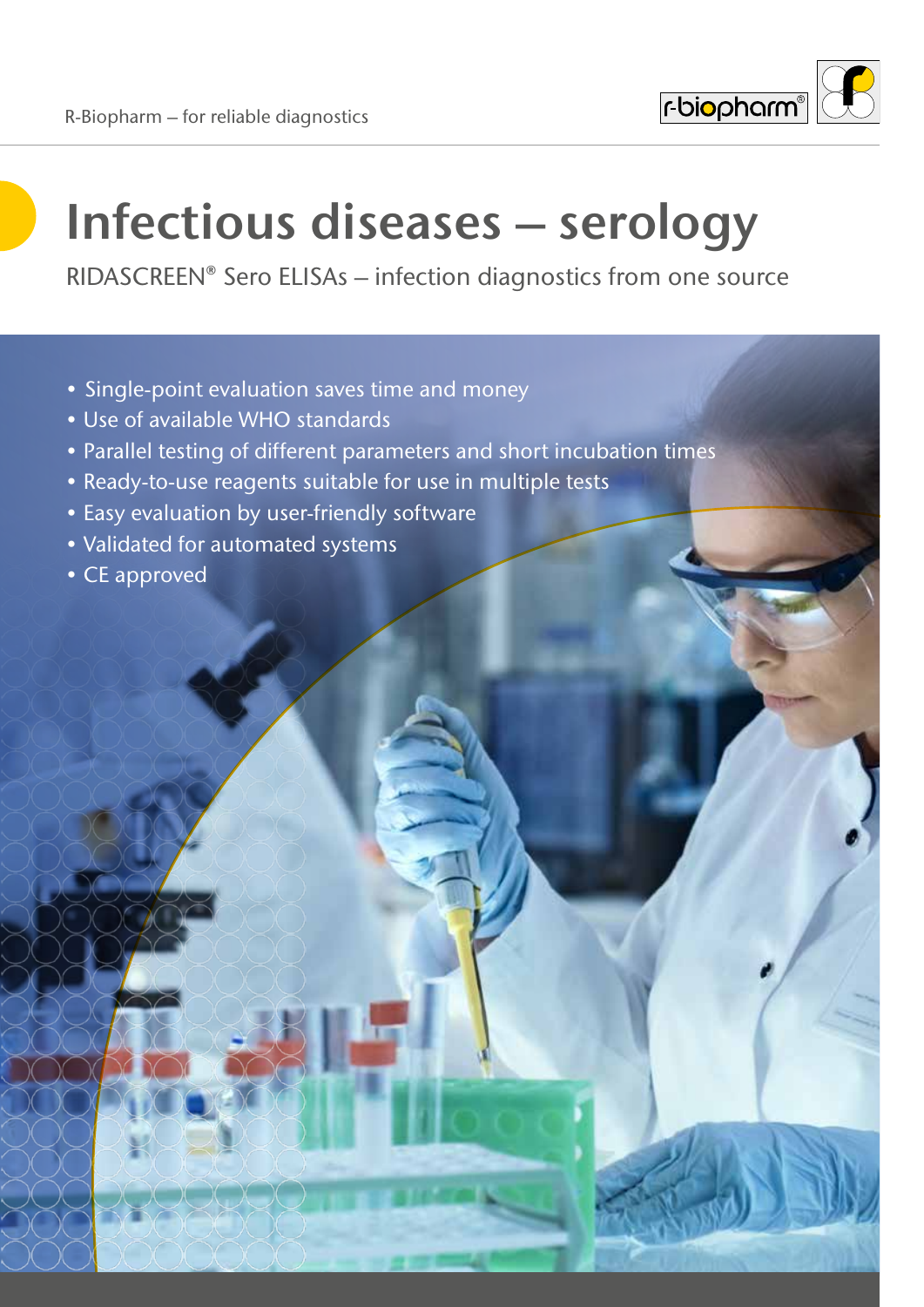R-Biopharm – for reliable diagnostics

# Infectious diseases – serology

RIDASCREEN® Sero ELISAs – infection diagnostics from one source

- Single-point evaluation saves time and money
- Use of available WHO standards
- Parallel testing of different parameters and short incubation times
- Ready-to-use reagents suitable for use in multiple tests
- Easy evaluation by user-friendly software
- Validated for automated systems
- CE approved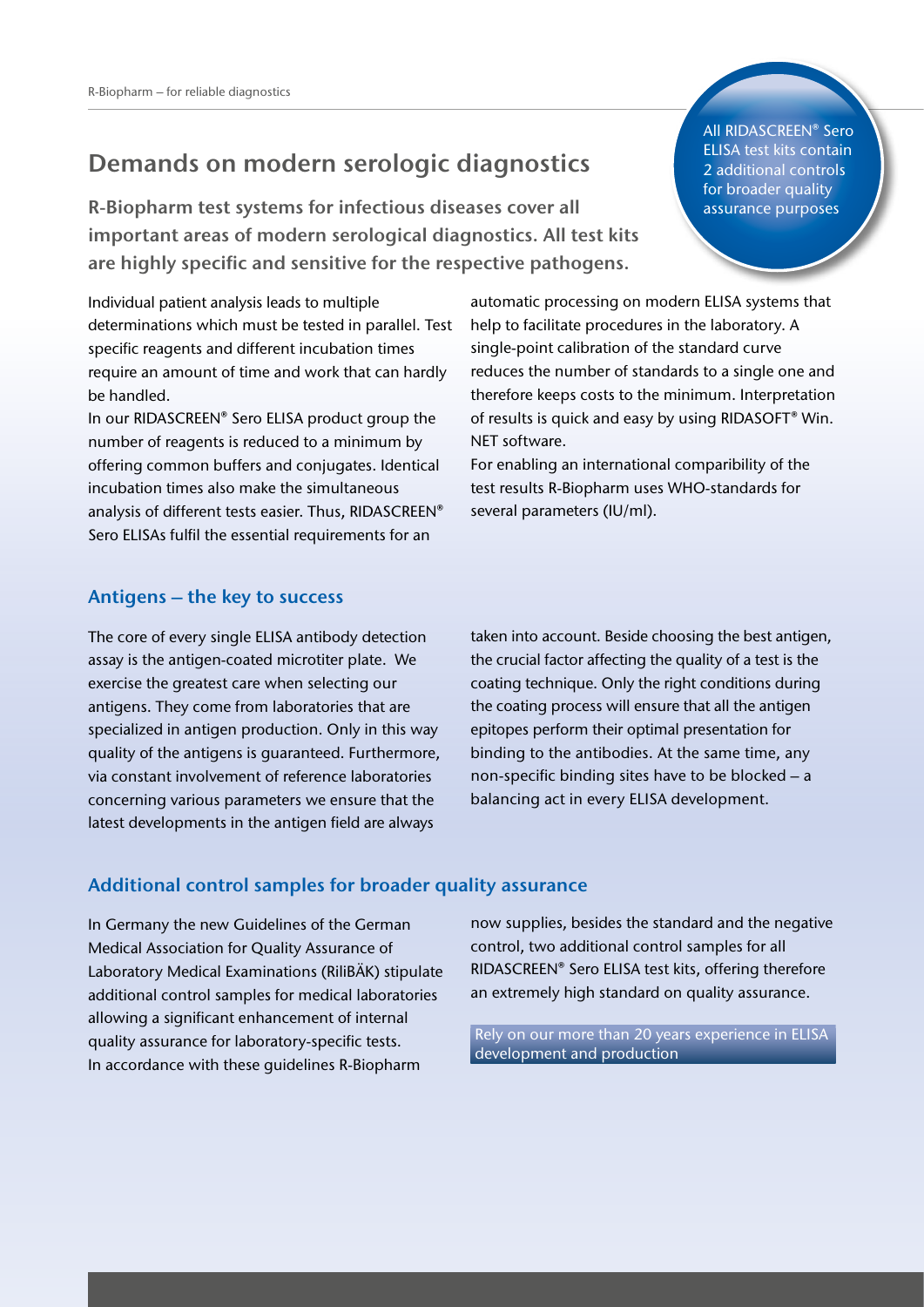## Demands on modern serologic diagnostics

All RIDASCREEN® Sero ELISA test kits contain 2 additional controls for broader quality assurance purposes

**R-Biopharm test systems for infectious diseases cover all important areas of modern serological diagnostics. All test kits are highly specific and sensitive for the respective pathogens.**

Individual patient analysis leads to multiple determinations which must be tested in parallel. Test specific reagents and different incubation times require an amount of time and work that can hardly be handled.

In our RIDASCREEN® Sero ELISA product group the number of reagents is reduced to a minimum by offering common buffers and conjugates. Identical incubation times also make the simultaneous analysis of different tests easier. Thus, RIDASCREEN® Sero ELISAs fulfil the essential requirements for an automatic processing on modern ELISA systems that help to facilitate procedures in the laboratory. A single-point calibration of the standard curve reduces the number of standards to a single one and therefore keeps costs to the minimum. Interpretation of results is quick and easy by using RIDASOFT® Win.NET software.

For enabling an international comparibility of the test results R-Biopharm uses WHO-standards for several parameters (IU/ml).

### Antigens – the key to success

The core of every single ELISA antibody detection assay is the antigen-coated microtiter plate. We exercise the greatest care when selecting our antigens. They come from laboratories that are specialized in antigen production. Only in this way quality of the antigens is guaranteed. Furthermore, via constant involvement of reference laboratories concerning various parameters we ensure that the latest developments in the antigen field are always taken into account. Beside choosing the best antigen, the crucial factor affecting the quality of a test is the coating technique. Only the right conditions during the coating process will ensure that all the antigen epitopes perform their optimal presentation for binding to the antibodies. At the same time, any non-specific binding sites have to be blocked – a balancing act in every ELISA development.

### Additional control samples for broader quality assurance

In Germany the new Guidelines of the German Medical Association for Quality Assurance of Laboratory Medical Examinations (RiliBÄK) stipulate additional control samples for medical laboratories allowing a significant enhancement of internal quality assurance for laboratory-specific tests.
In accordance with these guidelines R-Biopharm now supplies, besides the standard and the negative control, two additional control samples for all RIDASCREEN® Sero ELISA test kits, offering therefore an extremely high standard on quality assurance.

Rely on our more than 20 years experience in ELISA development and production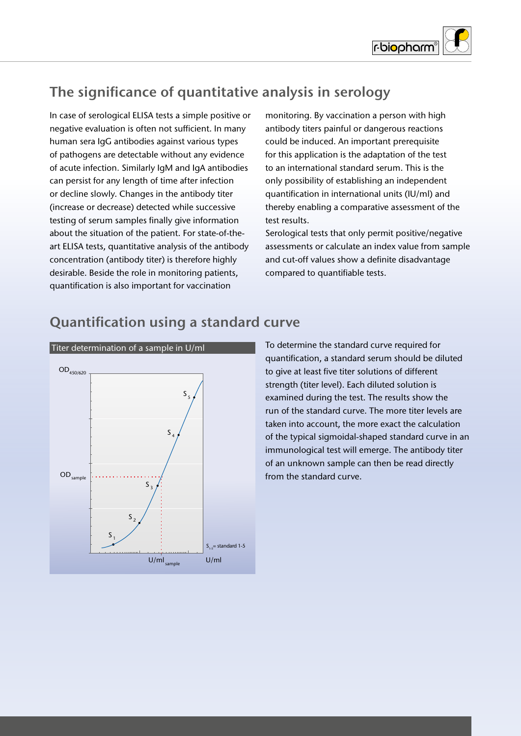## The significance of quantitative analysis in serology

In case of serological ELISA tests a simple positive or negative evaluation is often not sufficient. In many human sera IgG antibodies against various types of pathogens are detectable without any evidence of acute infection. Similarly IgM and IgA antibodies can persist for any length of time after infection or decline slowly. Changes in the antibody titer (increase or decrease) detected while successive testing of serum samples finally give information about the situation of the patient. For state-of-the-art ELISA tests, quantitative analysis of the antibody concentration (antibody titer) is therefore highly desirable. Beside the role in monitoring patients, quantification is also important for vaccination monitoring. By vaccination a person with high antibody titers painful or dangerous reactions could be induced. An important prerequisite for this application is the adaptation of the test to an international standard serum. This is the only possibility of establishing an independent quantification in international units (IU/ml) and thereby enabling a comparative assessment of the test results.

Serological tests that only permit positive/negative assessments or calculate an index value from sample and cut-off values show a definite disadvantage compared to quantifiable tests.

## Quantification using a standard curve

Titer determination of a sample in U/ml

$OD_{450/620}$

$OD_{sample}$

$S_1$, $S_2$, $S_3$, $S_4$, $S_5$

$U/ml_{sample}$ U/ml

$S_{1-5}$ = standard 1-5

To determine the standard curve required for quantification, a standard serum should be diluted to give at least five titer solutions of different strength (titer level). Each diluted solution is examined during the test. The results show the run of the standard curve. The more titer levels are taken into account, the more exact the calculation of the typical sigmoidal-shaped standard curve in an immunological test will emerge. The antibody titer of an unknown sample can then be read directly from the standard curve.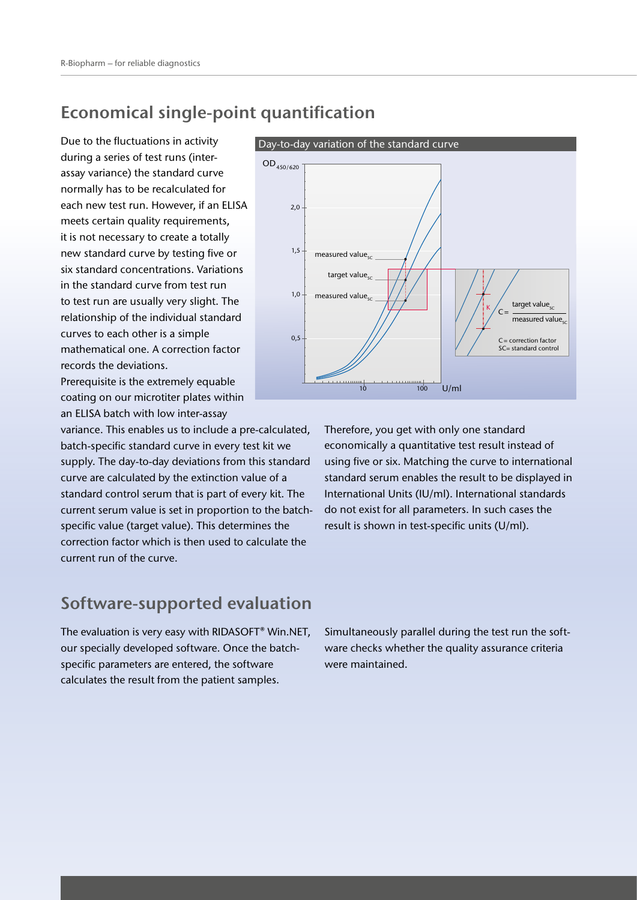## Economical single-point quantification

Due to the fluctuations in activity during a series of test runs (inter-assay variance) the standard curve normally has to be recalculated for each new test run. However, if an ELISA meets certain quality requirements, it is not necessary to create a totally new standard curve by testing five or six standard concentrations. Variations in the standard curve from test run to test run are usually very slight. The relationship of the individual standard curves to each other is a simple mathematical one. A correction factor records the deviations.

Prerequisite is the extremely equable coating on our microtiter plates within an ELISA batch with low inter-assay variance. This enables us to include a pre-calculated, batch-specific standard curve in every test kit we supply. The day-to-day deviations from this standard curve are calculated by the extinction value of a standard control serum that is part of every kit. The current serum value is set in proportion to the batch-specific value (target value). This determines the correction factor which is then used to calculate the current run of the curve.

Day-to-day variation of the standard curve

$$C = \frac{\text{target value}_{SC}}{\text{measured value}_{SC}}$$

C = correction factor
SC = standard control

Therefore, you get with only one standard economically a quantitative test result instead of using five or six. Matching the curve to international standard serum enables the result to be displayed in International Units (IU/ml). International standards do not exist for all parameters. In such cases the result is shown in test-specific units (U/ml).

## Software-supported evaluation

The evaluation is very easy with RIDASOFT® Win.NET, our specially developed software. Once the batch-specific parameters are entered, the software calculates the result from the patient samples.

Simultaneously parallel during the test run the software checks whether the quality assurance criteria were maintained.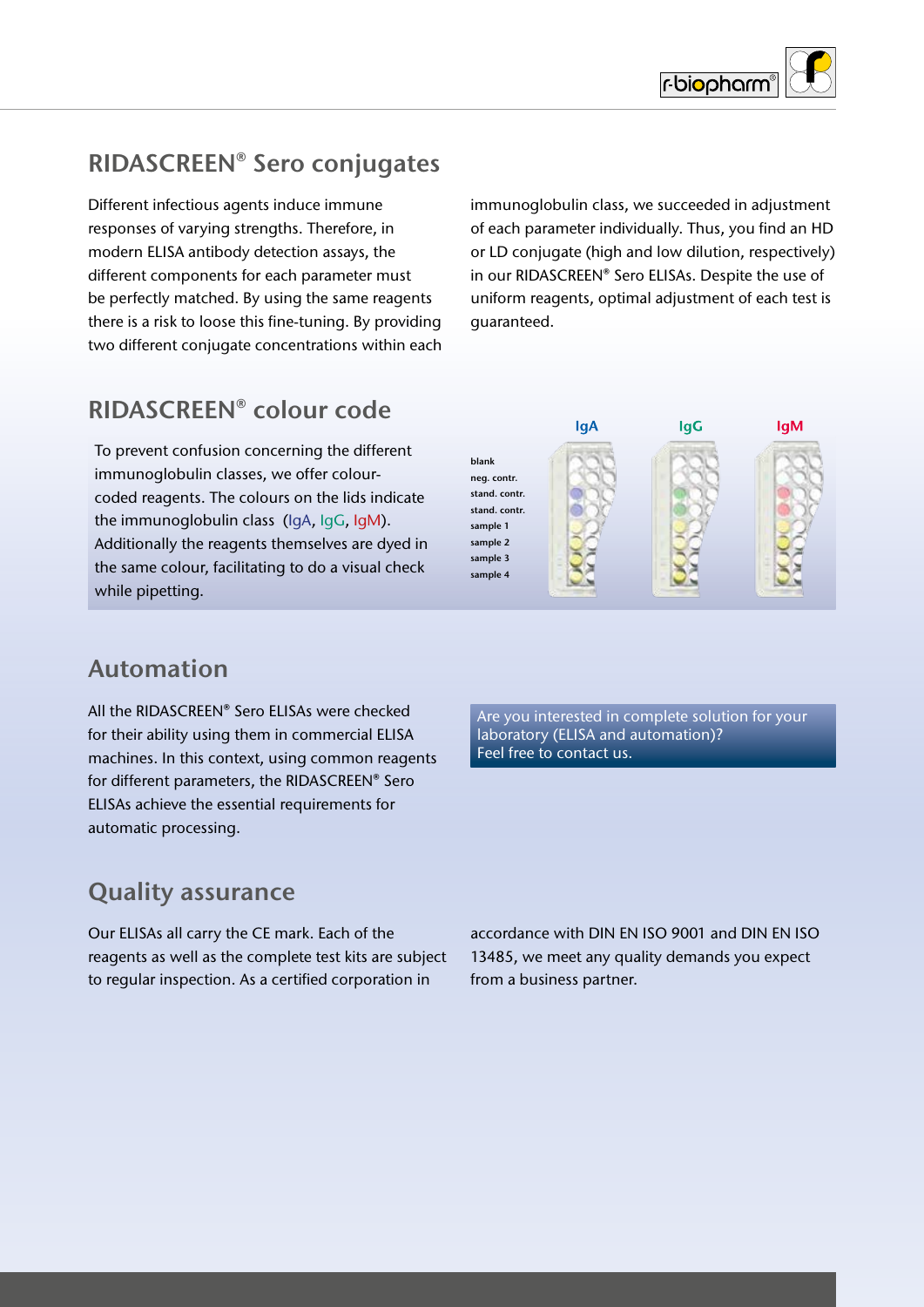## RIDASCREEN® Sero conjugates

Different infectious agents induce immune responses of varying strengths. Therefore, in modern ELISA antibody detection assays, the different components for each parameter must be perfectly matched. By using the same reagents there is a risk to loose this fine-tuning. By providing two different conjugate concentrations within each immunoglobulin class, we succeeded in adjustment of each parameter individually. Thus, you find an HD or LD conjugate (high and low dilution, respectively) in our RIDASCREEN® Sero ELISAs. Despite the use of uniform reagents, optimal adjustment of each test is guaranteed.

## RIDASCREEN® colour code

To prevent confusion concerning the different immunoglobulin classes, we offer colour-coded reagents. The colours on the lids indicate the immunoglobulin class (IgA, IgG, IgM). Additionally the reagents themselves are dyed in the same colour, facilitating to do a visual check while pipetting.

IgA IgG IgM

blank
neg. contr.
stand. contr.
stand. contr.
sample 1
sample 2
sample 3
sample 4

## Automation

All the RIDASCREEN® Sero ELISAs were checked for their ability using them in commercial ELISA machines. In this context, using common reagents for different parameters, the RIDASCREEN® Sero ELISAs achieve the essential requirements for automatic processing.

Are you interested in complete solution for your laboratory (ELISA and automation)?
Feel free to contact us.

## Quality assurance

Our ELISAs all carry the CE mark. Each of the reagents as well as the complete test kits are subject to regular inspection. As a certified corporation in accordance with DIN EN ISO 9001 and DIN EN ISO 13485, we meet any quality demands you expect from a business partner.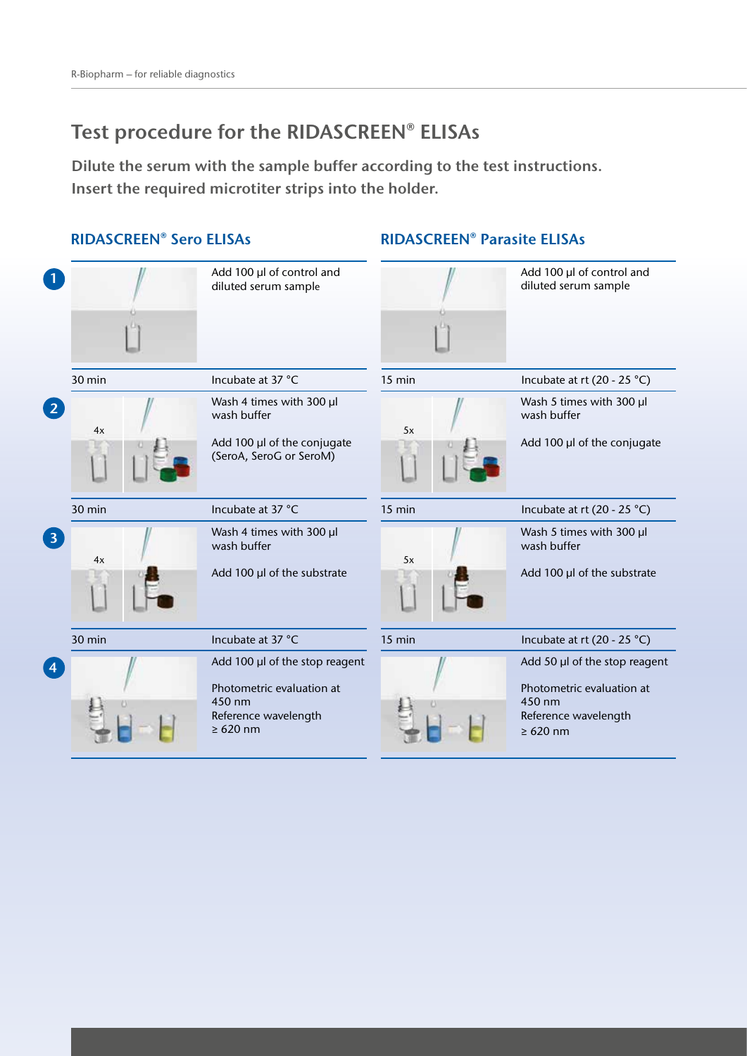# Test procedure for the RIDASCREEN® ELISAs

**Dilute the serum with the sample buffer according to the test instructions.**
**Insert the required microtiter strips into the holder.**

## RIDASCREEN® Sero ELISAs

**1** Add 100 µl of control and diluted serum sample

| 30 min | Incubate at 37 °C |
|---|---|

**2** (4x) Wash 4 times with 300 µl wash buffer

Add 100 µl of the conjugate (SeroA, SeroG or SeroM)

| 30 min | Incubate at 37 °C |
|---|---|

**3** (4x) Wash 4 times with 300 µl wash buffer

Add 100 µl of the substrate

| 30 min | Incubate at 37 °C |
|---|---|

**4** Add 100 µl of the stop reagent

Photometric evaluation at 450 nm
Reference wavelength ≥ 620 nm

## RIDASCREEN® Parasite ELISAs

**1** Add 100 µl of control and diluted serum sample

| 15 min | Incubate at rt (20 - 25 °C) |
|---|---|

**2** (5x) Wash 5 times with 300 µl wash buffer

Add 100 µl of the conjugate

| 15 min | Incubate at rt (20 - 25 °C) |
|---|---|

**3** (5x) Wash 5 times with 300 µl wash buffer

Add 100 µl of the substrate

| 15 min | Incubate at rt (20 - 25 °C) |
|---|---|

**4** Add 50 µl of the stop reagent

Photometric evaluation at 450 nm
Reference wavelength ≥ 620 nm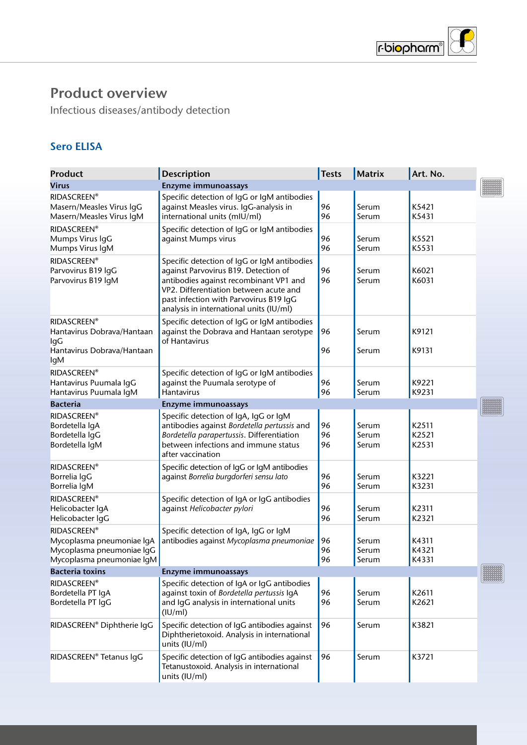# Product overview

Infectious diseases/antibody detection

## Sero ELISA

| Product | Description | Tests | Matrix | Art. No. |
|---|---|---|---|---|
| **Virus** | **Enzyme immunoassays** | | | |
| RIDASCREEN® Masern/Measles Virus IgG Masern/Measles Virus IgM | Specific detection of IgG or IgM antibodies against Measles virus. IgG-analysis in international units (mIU/ml) | 96 96 | Serum Serum | K5421 K5431 |
| RIDASCREEN® Mumps Virus IgG Mumps Virus IgM | Specific detection of IgG or IgM antibodies against Mumps virus | 96 96 | Serum Serum | K5521 K5531 |
| RIDASCREEN® Parvovirus B19 IgG Parvovirus B19 IgM | Specific detection of IgG or IgM antibodies against Parvovirus B19. Detection of antibodies against recombinant VP1 and VP2. Differentiation between acute and past infection with Parvovirus B19 IgG analysis in international units (IU/ml) | 96 96 | Serum Serum | K6021 K6031 |
| RIDASCREEN® Hantavirus Dobrava/Hantaan IgG Hantavirus Dobrava/Hantaan IgM | Specific detection of IgG or IgM antibodies against the Dobrava and Hantaan serotype of Hantavirus | 96 96 | Serum Serum | K9121 K9131 |
| RIDASCREEN® Hantavirus Puumala IgG Hantavirus Puumala IgM | Specific detection of IgG or IgM antibodies against the Puumala serotype of Hantavirus | 96 96 | Serum Serum | K9221 K9231 |
| **Bacteria** | **Enzyme immunoassays** | | | |
| RIDASCREEN® Bordetella IgA Bordetella IgG Bordetella IgM | Specific detection of IgA, IgG or IgM antibodies against *Bordetella pertussis* and *Bordetella parapertussis*. Differentiation between infections and immune status after vaccination | 96 96 96 | Serum Serum Serum | K2511 K2521 K2531 |
| RIDASCREEN® Borrelia IgG Borrelia IgM | Specific detection of IgG or IgM antibodies against *Borrelia burgdorferi sensu lato* | 96 96 | Serum Serum | K3221 K3231 |
| RIDASCREEN® Helicobacter IgA Helicobacter IgG | Specific detection of IgA or IgG antibodies against *Helicobacter pylori* | 96 96 | Serum Serum | K2311 K2321 |
| RIDASCREEN® Mycoplasma pneumoniae IgA Mycoplasma pneumoniae IgG Mycoplasma pneumoniae IgM | Specific detection of IgA, IgG or IgM antibodies against *Mycoplasma pneumoniae* | 96 96 96 | Serum Serum Serum | K4311 K4321 K4331 |
| **Bacteria toxins** | **Enzyme immunoassays** | | | |
| RIDASCREEN® Bordetella PT IgA Bordetella PT IgG | Specific detection of IgA or IgG antibodies against toxin of *Bordetella pertussis* IgA and IgG analysis in international units (IU/ml) | 96 96 | Serum Serum | K2611 K2621 |
| RIDASCREEN® Diphtherie IgG | Specific detection of IgG antibodies against Diphtherietoxoid. Analysis in international units (IU/ml) | 96 | Serum | K3821 |
| RIDASCREEN® Tetanus IgG | Specific detection of IgG antibodies against Tetanustoxoid. Analysis in international units (IU/ml) | 96 | Serum | K3721 |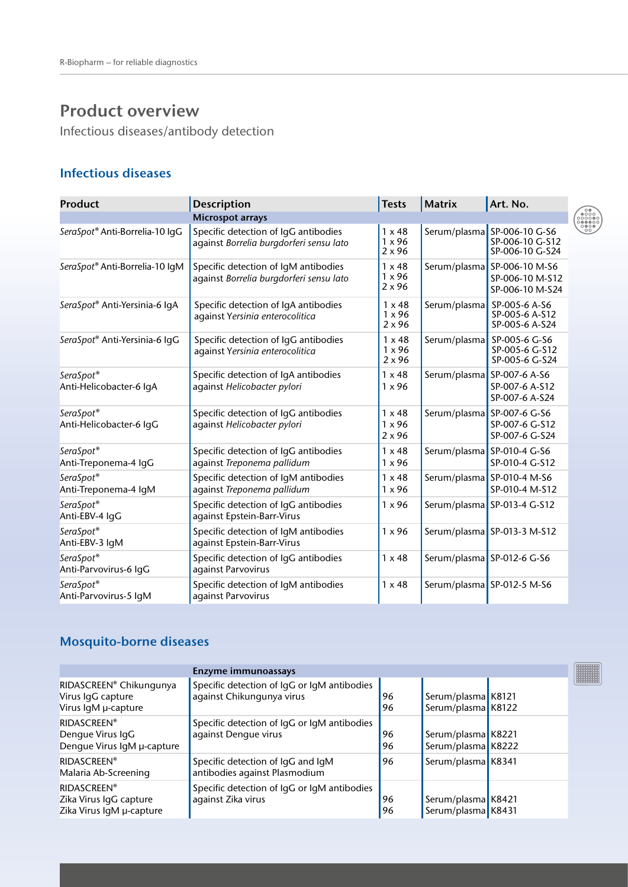# Product overview

Infectious diseases/antibody detection

## Infectious diseases

| Product | Description | Tests | Matrix | Art. No. |
|---|---|---|---|---|
| | **Microspot arrays** | | | |
| *SeraSpot*® Anti-Borrelia-10 IgG | Specific detection of IgG antibodies against *Borrelia burgdorferi sensu lato* | 1 x 48<br>1 x 96<br>2 x 96 | Serum/plasma | SP-006-10 G-S6<br>SP-006-10 G-S12<br>SP-006-10 G-S24 |
| *SeraSpot*® Anti-Borrelia-10 IgM | Specific detection of IgM antibodies against *Borrelia burgdorferi sensu lato* | 1 x 48<br>1 x 96<br>2 x 96 | Serum/plasma | SP-006-10 M-S6<br>SP-006-10 M-S12<br>SP-006-10 M-S24 |
| *SeraSpot*® Anti-Yersinia-6 IgA | Specific detection of IgA antibodies against *Yersinia enterocolitica* | 1 x 48<br>1 x 96<br>2 x 96 | Serum/plasma | SP-005-6 A-S6<br>SP-005-6 A-S12<br>SP-005-6 A-S24 |
| *SeraSpot*® Anti-Yersinia-6 IgG | Specific detection of IgG antibodies against *Yersinia enterocolitica* | 1 x 48<br>1 x 96<br>2 x 96 | Serum/plasma | SP-005-6 G-S6<br>SP-005-6 G-S12<br>SP-005-6 G-S24 |
| *SeraSpot*® Anti-Helicobacter-6 IgA | Specific detection of IgA antibodies against *Helicobacter pylori* | 1 x 48<br>1 x 96 | Serum/plasma | SP-007-6 A-S6<br>SP-007-6 A-S12<br>SP-007-6 A-S24 |
| *SeraSpot*® Anti-Helicobacter-6 IgG | Specific detection of IgG antibodies against *Helicobacter pylori* | 1 x 48<br>1 x 96<br>2 x 96 | Serum/plasma | SP-007-6 G-S6<br>SP-007-6 G-S12<br>SP-007-6 G-S24 |
| *SeraSpot*® Anti-Treponema-4 IgG | Specific detection of IgG antibodies against *Treponema pallidum* | 1 x 48<br>1 x 96 | Serum/plasma | SP-010-4 G-S6<br>SP-010-4 G-S12 |
| *SeraSpot*® Anti-Treponema-4 IgM | Specific detection of IgM antibodies against *Treponema pallidum* | 1 x 48<br>1 x 96 | Serum/plasma | SP-010-4 M-S6<br>SP-010-4 M-S12 |
| *SeraSpot*® Anti-EBV-4 IgG | Specific detection of IgG antibodies against Epstein-Barr-Virus | 1 x 96 | Serum/plasma | SP-013-4 G-S12 |
| *SeraSpot*® Anti-EBV-3 IgM | Specific detection of IgM antibodies against Epstein-Barr-Virus | 1 x 96 | Serum/plasma | SP-013-3 M-S12 |
| *SeraSpot*® Anti-Parvovirus-6 IgG | Specific detection of IgG antibodies against Parvovirus | 1 x 48 | Serum/plasma | SP-012-6 G-S6 |
| *SeraSpot*® Anti-Parvovirus-5 IgM | Specific detection of IgM antibodies against Parvovirus | 1 x 48 | Serum/plasma | SP-012-5 M-S6 |

## Mosquito-borne diseases

| Product | Description | Tests | Matrix | Art. No. |
|---|---|---|---|---|
| | **Enzyme immunoassays** | | | |
| RIDASCREEN® Chikungunya<br>Virus IgG capture<br>Virus IgM µ-capture | Specific detection of IgG or IgM antibodies against Chikungunya virus | 96<br>96 | Serum/plasma<br>Serum/plasma | K8121<br>K8122 |
| RIDASCREEN®<br>Dengue Virus IgG<br>Dengue Virus IgM µ-capture | Specific detection of IgG or IgM antibodies against Dengue virus | 96<br>96 | Serum/plasma<br>Serum/plasma | K8221<br>K8222 |
| RIDASCREEN®<br>Malaria Ab-Screening | Specific detection of IgG and IgM antibodies against Plasmodium | 96 | Serum/plasma | K8341 |
| RIDASCREEN®<br>Zika Virus IgG capture<br>Zika Virus IgM µ-capture | Specific detection of IgG or IgM antibodies against Zika virus | 96<br>96 | Serum/plasma<br>Serum/plasma | K8421<br>K8431 |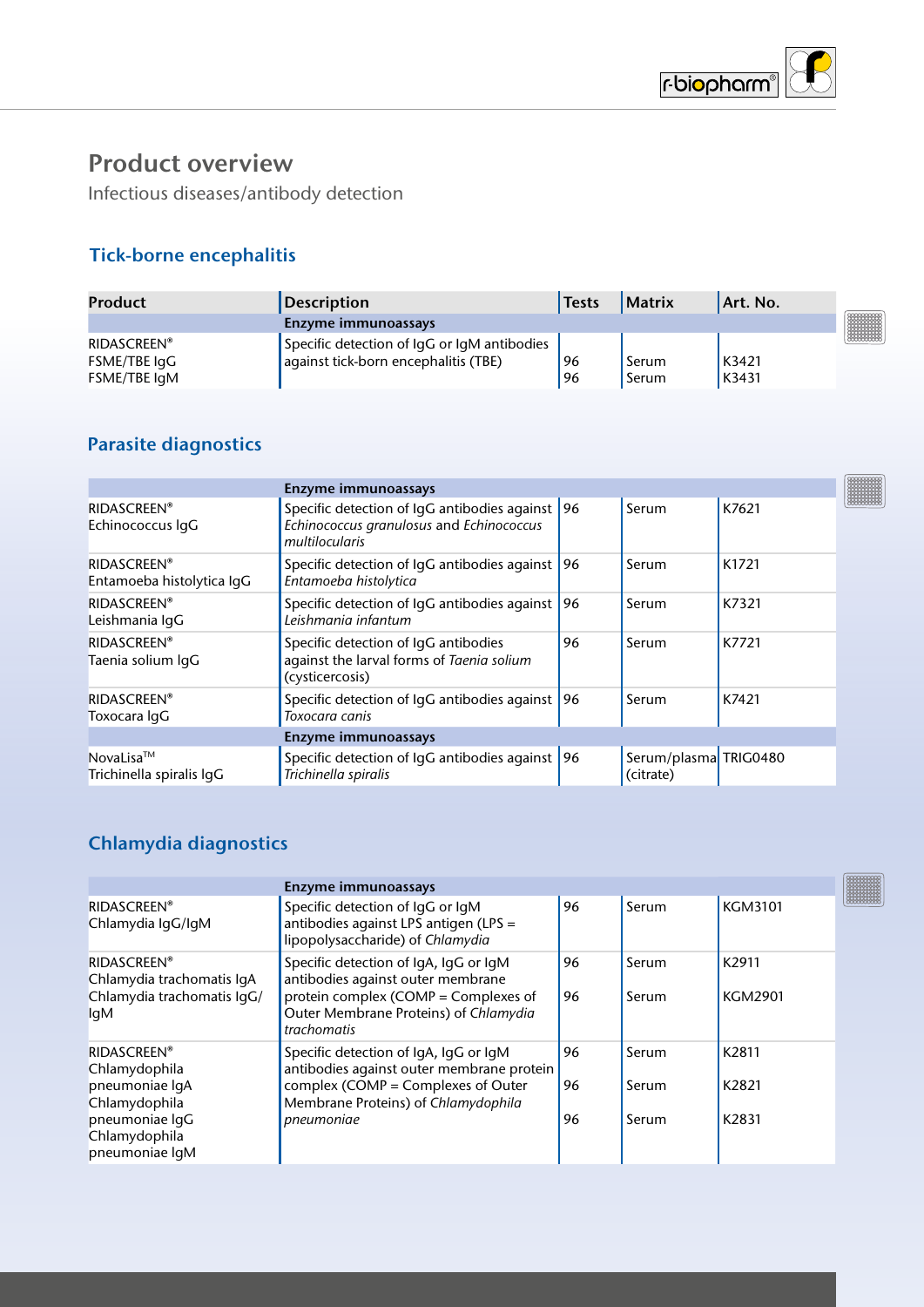# Product overview

Infectious diseases/antibody detection

## Tick-borne encephalitis

| Product | Description | Tests | Matrix | Art. No. |
|---|---|---|---|---|
| | **Enzyme immunoassays** | | | |
| RIDASCREEN® FSME/TBE IgG<br>FSME/TBE IgM | Specific detection of IgG or IgM antibodies against tick-born encephalitis (TBE) | 96<br>96 | Serum<br>Serum | K3421<br>K3431 |

## Parasite diagnostics

| Product | Description | Tests | Matrix | Art. No. |
|---|---|---|---|---|
| | **Enzyme immunoassays** | | | |
| RIDASCREEN® Echinococcus IgG | Specific detection of IgG antibodies against *Echinococcus granulosus* and *Echinococcus multilocularis* | 96 | Serum | K7621 |
| RIDASCREEN® Entamoeba histolytica IgG | Specific detection of IgG antibodies against *Entamoeba histolytica* | 96 | Serum | K1721 |
| RIDASCREEN® Leishmania IgG | Specific detection of IgG antibodies against *Leishmania infantum* | 96 | Serum | K7321 |
| RIDASCREEN® Taenia solium IgG | Specific detection of IgG antibodies against the larval forms of *Taenia solium* (cysticercosis) | 96 | Serum | K7721 |
| RIDASCREEN® Toxocara IgG | Specific detection of IgG antibodies against *Toxocara canis* | 96 | Serum | K7421 |
| | **Enzyme immunoassays** | | | |
| NovaLisa™ Trichinella spiralis IgG | Specific detection of IgG antibodies against *Trichinella spiralis* | 96 | Serum/plasma (citrate) | TRIG0480 |

## Chlamydia diagnostics

| Product | Description | Tests | Matrix | Art. No. |
|---|---|---|---|---|
| | **Enzyme immunoassays** | | | |
| RIDASCREEN® Chlamydia IgG/IgM | Specific detection of IgG or IgM antibodies against LPS antigen (LPS = lipopolysaccharide) of *Chlamydia* | 96 | Serum | KGM3101 |
| RIDASCREEN® Chlamydia trachomatis IgA<br>Chlamydia trachomatis IgG/IgM | Specific detection of IgA, IgG or IgM antibodies against outer membrane protein complex (COMP = Complexes of Outer Membrane Proteins) of *Chlamydia trachomatis* | 96<br>96 | Serum<br>Serum | K2911<br>KGM2901 |
| RIDASCREEN® Chlamydophila pneumoniae IgA<br>Chlamydophila pneumoniae IgG<br>Chlamydophila pneumoniae IgM | Specific detection of IgA, IgG or IgM antibodies against outer membrane protein complex (COMP = Complexes of Outer Membrane Proteins) of *Chlamydophila pneumoniae* | 96<br>96<br>96 | Serum<br>Serum<br>Serum | K2811<br>K2821<br>K2831 |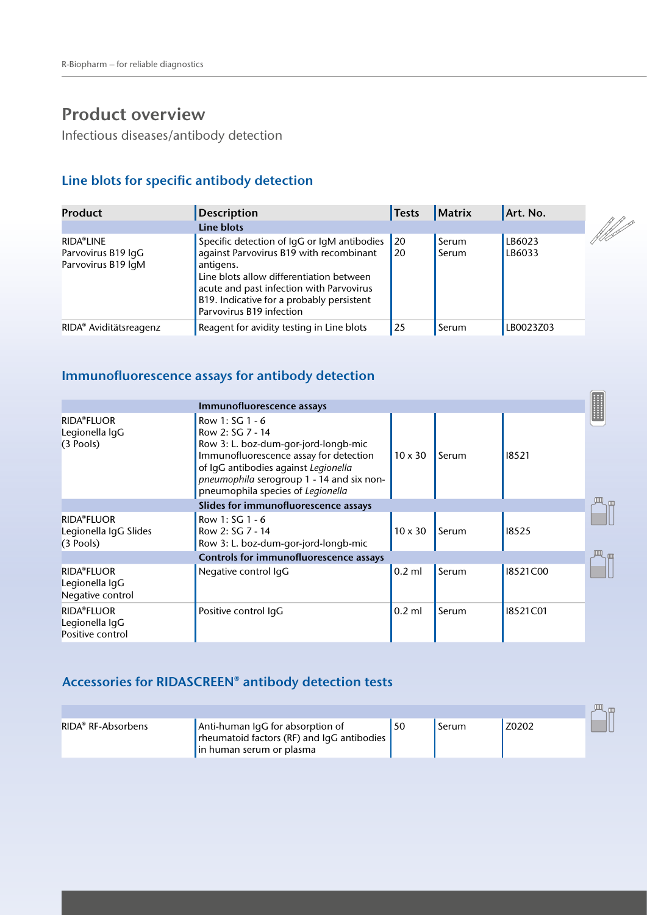# Product overview

Infectious diseases/antibody detection

## Line blots for specific antibody detection

| Product | Description | Tests | Matrix | Art. No. |
|---|---|---|---|---|
| | **Line blots** | | | |
| RIDA®LINE<br>Parvovirus B19 IgG<br>Parvovirus B19 IgM | Specific detection of IgG or IgM antibodies against Parvovirus B19 with recombinant antigens.<br>Line blots allow differentiation between acute and past infection with Parvovirus B19. Indicative for a probably persistent Parvovirus B19 infection | 20<br>20 | Serum<br>Serum | LB6023<br>LB6033 |
| RIDA® Aviditätsreagenz | Reagent for avidity testing in Line blots | 25 | Serum | LB0023Z03 |

## Immunofluorescence assays for antibody detection

| Product | Description | Tests | Matrix | Art. No. |
|---|---|---|---|---|
| | **Immunofluorescence assays** | | | |
| RIDA®FLUOR<br>Legionella IgG<br>(3 Pools) | Row 1: SG 1 - 6<br>Row 2: SG 7 - 14<br>Row 3: L. boz-dum-gor-jord-longb-mic<br>Immunofluorescence assay for detection of IgG antibodies against *Legionella pneumophila* serogroup 1 - 14 and six non-pneumophila species of *Legionella* | 10 x 30 | Serum | I8521 |
| | **Slides for immunofluorescence assays** | | | |
| RIDA®FLUOR<br>Legionella IgG Slides<br>(3 Pools) | Row 1: SG 1 - 6<br>Row 2: SG 7 - 14<br>Row 3: L. boz-dum-gor-jord-longb-mic | 10 x 30 | Serum | I8525 |
| | **Controls for immunofluorescence assays** | | | |
| RIDA®FLUOR<br>Legionella IgG<br>Negative control | Negative control IgG | 0.2 ml | Serum | I8521C00 |
| RIDA®FLUOR<br>Legionella IgG<br>Positive control | Positive control IgG | 0.2 ml | Serum | I8521C01 |

## Accessories for RIDASCREEN® antibody detection tests

| Product | Description | Tests | Matrix | Art. No. |
|---|---|---|---|---|
| RIDA® RF-Absorbens | Anti-human IgG for absorption of rheumatoid factors (RF) and IgG antibodies in human serum or plasma | 50 | Serum | Z0202 |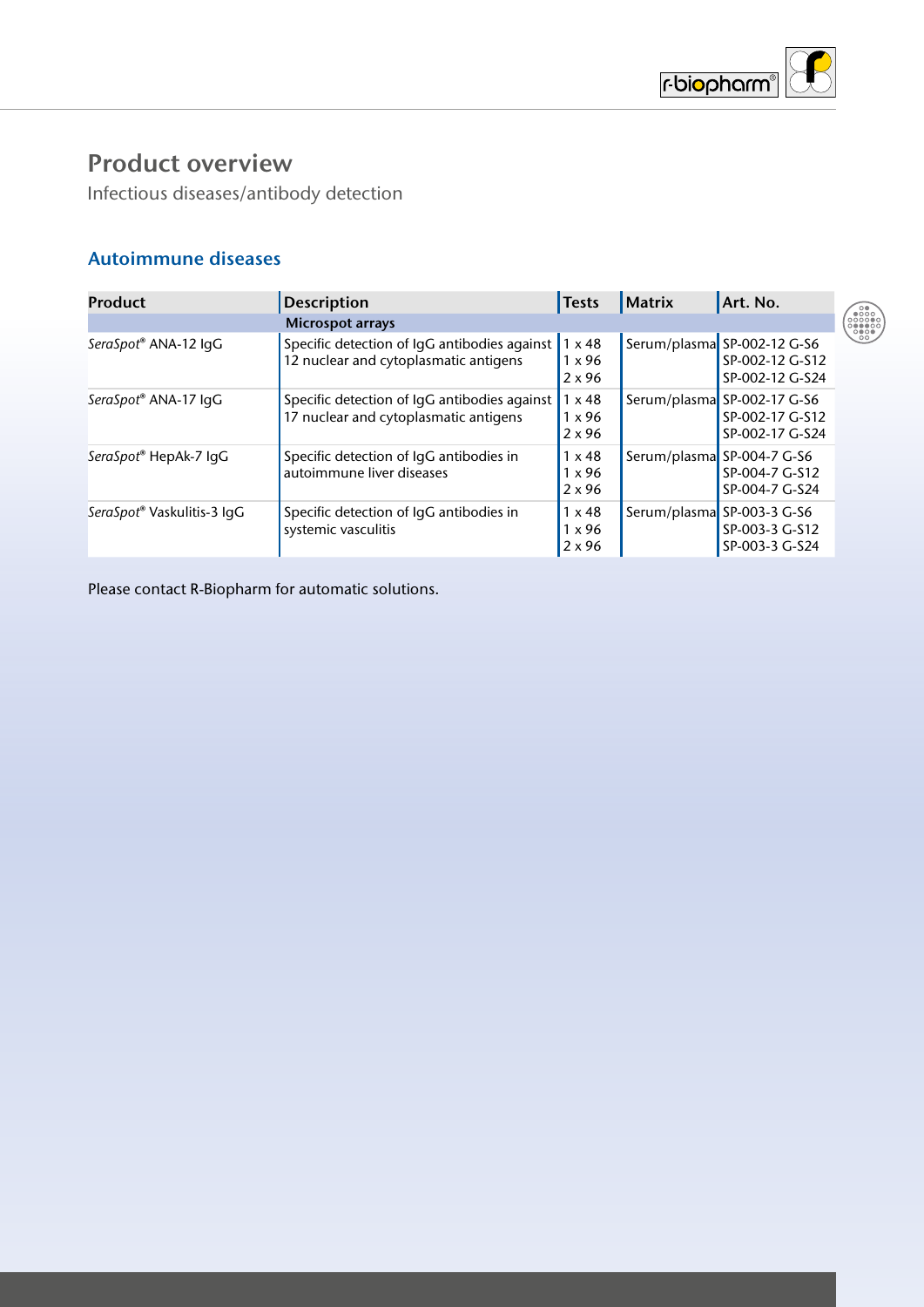# Product overview

Infectious diseases/antibody detection

## Autoimmune diseases

| Product | Description | Tests | Matrix | Art. No. |
|---|---|---|---|---|
| | **Microspot arrays** | | | |
| *SeraSpot®* ANA-12 IgG | Specific detection of IgG antibodies against 12 nuclear and cytoplasmatic antigens | 1 x 48<br>1 x 96<br>2 x 96 | Serum/plasma | SP-002-12 G-S6<br>SP-002-12 G-S12<br>SP-002-12 G-S24 |
| *SeraSpot®* ANA-17 IgG | Specific detection of IgG antibodies against 17 nuclear and cytoplasmatic antigens | 1 x 48<br>1 x 96<br>2 x 96 | Serum/plasma | SP-002-17 G-S6<br>SP-002-17 G-S12<br>SP-002-17 G-S24 |
| *SeraSpot®* HepAk-7 IgG | Specific detection of IgG antibodies in autoimmune liver diseases | 1 x 48<br>1 x 96<br>2 x 96 | Serum/plasma | SP-004-7 G-S6<br>SP-004-7 G-S12<br>SP-004-7 G-S24 |
| *SeraSpot®* Vaskulitis-3 IgG | Specific detection of IgG antibodies in systemic vasculitis | 1 x 48<br>1 x 96<br>2 x 96 | Serum/plasma | SP-003-3 G-S6<br>SP-003-3 G-S12<br>SP-003-3 G-S24 |

Please contact R-Biopharm for automatic solutions.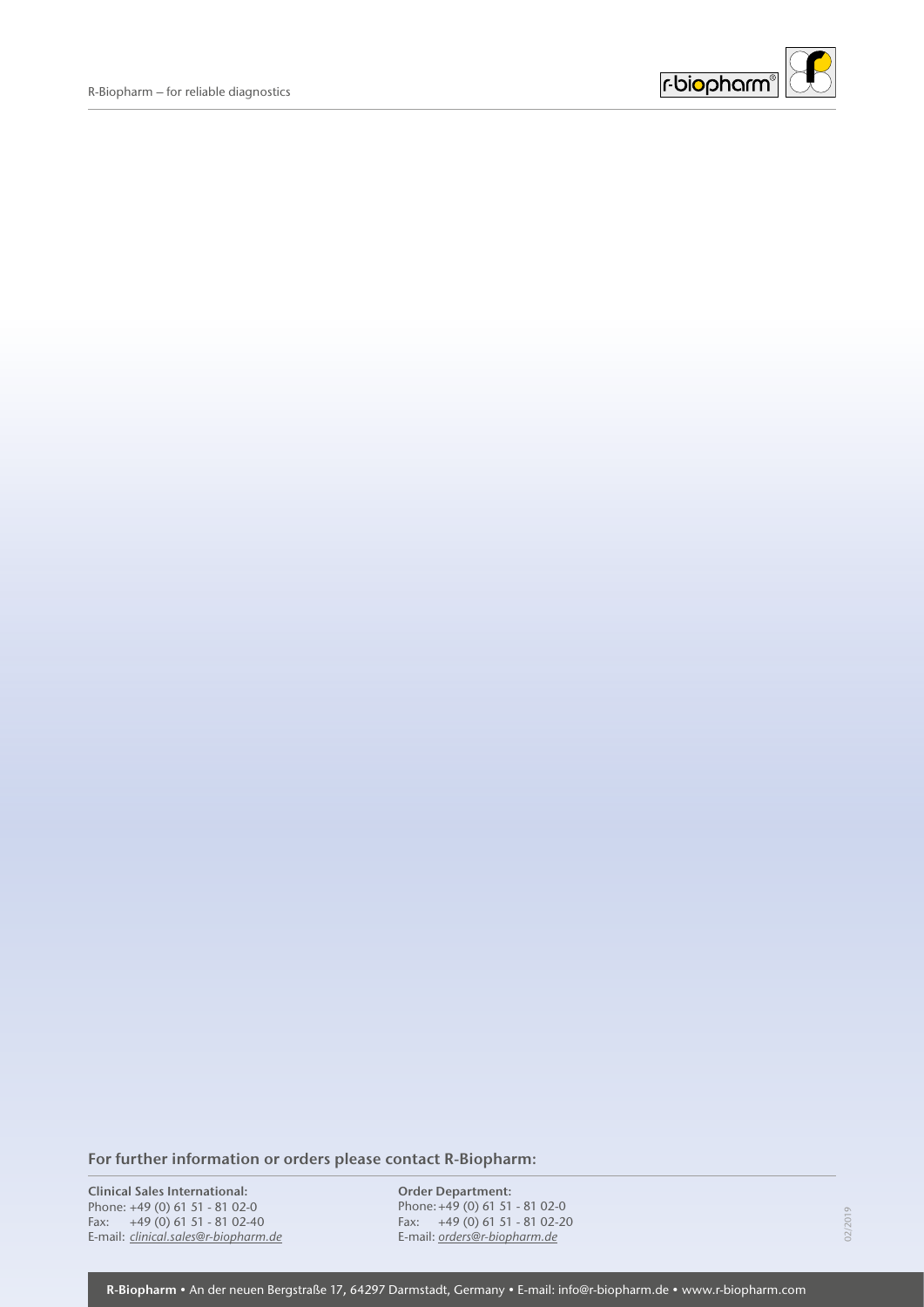## For further information or orders please contact R-Biopharm:

**Clinical Sales International:**
Phone: +49 (0) 61 51 - 81 02-0
Fax: +49 (0) 61 51 - 81 02-40
E-mail: *clinical.sales@r-biopharm.de*

**Order Department:**
Phone: +49 (0) 61 51 - 81 02-0
Fax: +49 (0) 61 51 - 81 02-20
E-mail: *orders@r-biopharm.de*

02/2019

**R-Biopharm** • An der neuen Bergstraße 17, 64297 Darmstadt, Germany • E-mail: info@r-biopharm.de • www.r-biopharm.com